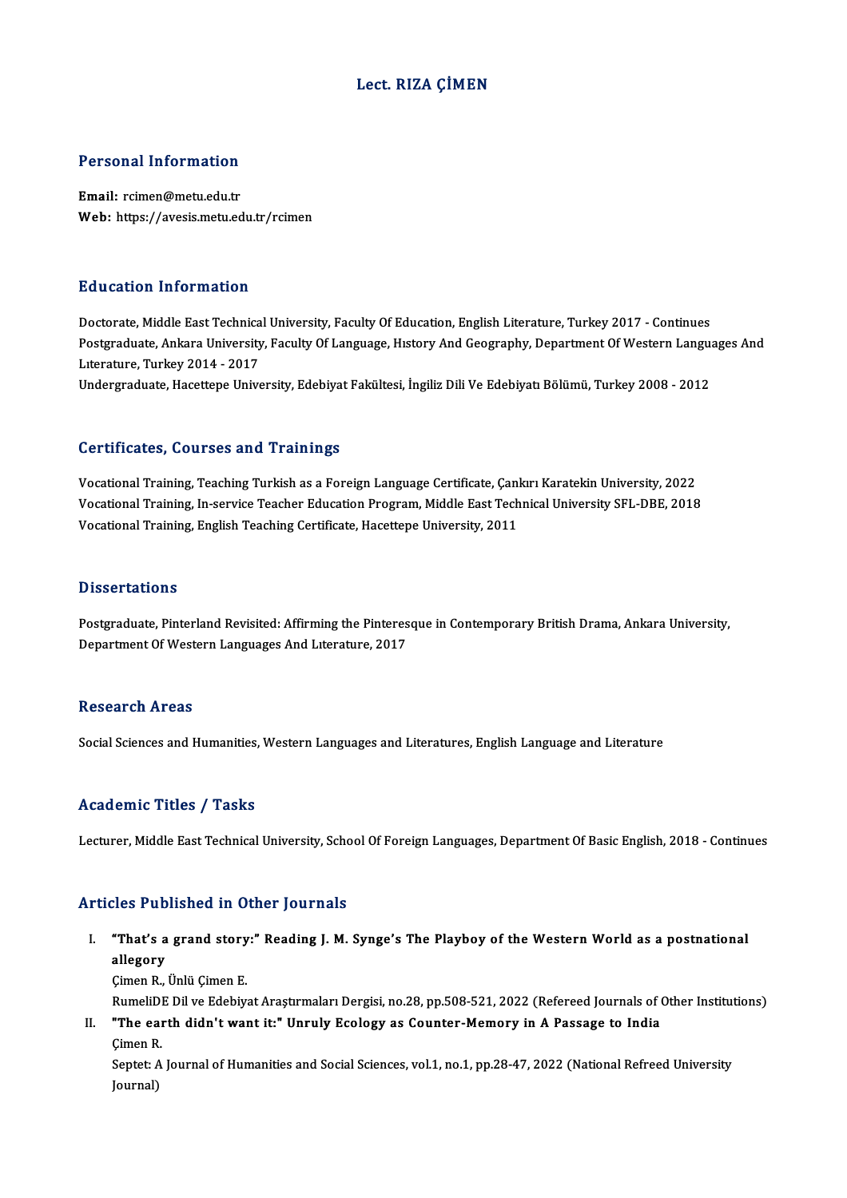# Lect. RIZA ÇİMEN

## Personal Information

**Email:** rcimen@metu.edu.tr
**Web:** https://avesis.metu.edu.tr/rcimen

## Education Information

Doctorate, Middle East Technical University, Faculty Of Education, English Literature, Turkey 2017 - Continues
Postgraduate, Ankara University, Faculty Of Language, Hıstory And Geography, Department Of Western Languages And Lıterature, Turkey 2014 - 2017
Undergraduate, Hacettepe University, Edebiyat Fakültesi, İngiliz Dili Ve Edebiyatı Bölümü, Turkey 2008 - 2012

## Certificates, Courses and Trainings

Vocational Training, Teaching Turkish as a Foreign Language Certificate, Çankırı Karatekin University, 2022
Vocational Training, In-service Teacher Education Program, Middle East Technical University SFL-DBE, 2018
Vocational Training, English Teaching Certificate, Hacettepe University, 2011

## Dissertations

Postgraduate, Pinterland Revisited: Affirming the Pinteresque in Contemporary British Drama, Ankara University, Department Of Western Languages And Lıterature, 2017

## Research Areas

Social Sciences and Humanities, Western Languages and Literatures, English Language and Literature

## Academic Titles / Tasks

Lecturer, Middle East Technical University, School Of Foreign Languages, Department Of Basic English, 2018 - Continues

## Articles Published in Other Journals

I. **"That's a grand story:" Reading J. M. Synge's The Playboy of the Western World as a postnational allegory**
Çimen R., Ünlü Çimen E.
RumeliDE Dil ve Edebiyat Araştırmaları Dergisi, no.28, pp.508-521, 2022 (Refereed Journals of Other Institutions)

II. **"The earth didn't want it:" Unruly Ecology as Counter-Memory in A Passage to India**
Çimen R.
Septet: A Journal of Humanities and Social Sciences, vol.1, no.1, pp.28-47, 2022 (National Refreed University Journal)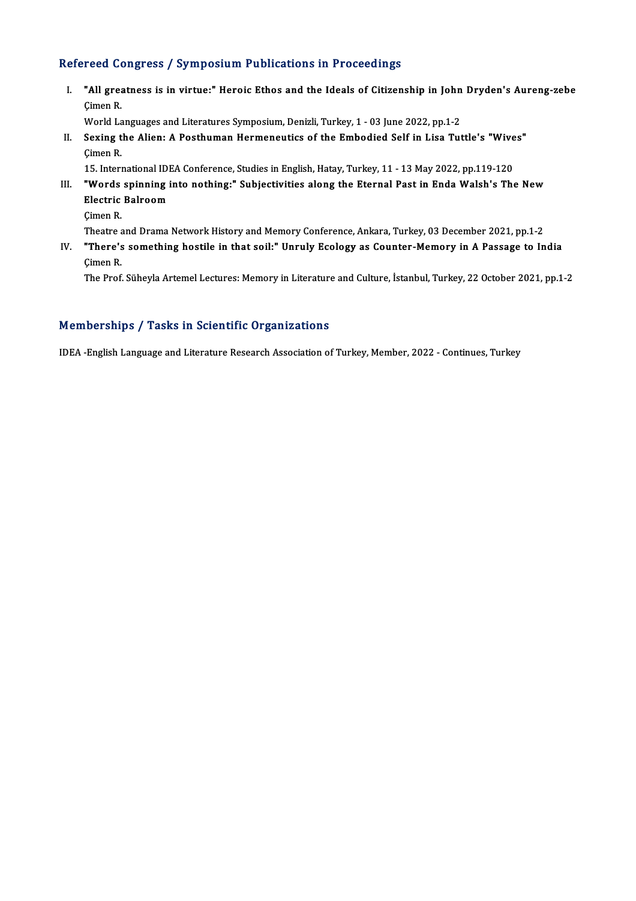## Refereed Congress / Symposium Publications in Proceedings

I. **"All greatness is in virtue:" Heroic Ethos and the Ideals of Citizenship in John Dryden's Aureng-zebe**
   Çimen R.
   World Languages and Literatures Symposium, Denizli, Turkey, 1 - 03 June 2022, pp.1-2

II. **Sexing the Alien: A Posthuman Hermeneutics of the Embodied Self in Lisa Tuttle's "Wives"**
   Çimen R.
   15. International IDEA Conference, Studies in English, Hatay, Turkey, 11 - 13 May 2022, pp.119-120

III. **"Words spinning into nothing:" Subjectivities along the Eternal Past in Enda Walsh's The New Electric Balroom**
   Çimen R.
   Theatre and Drama Network History and Memory Conference, Ankara, Turkey, 03 December 2021, pp.1-2

IV. **"There's something hostile in that soil:" Unruly Ecology as Counter-Memory in A Passage to India**
   Çimen R.
   The Prof. Süheyla Artemel Lectures: Memory in Literature and Culture, İstanbul, Turkey, 22 October 2021, pp.1-2

## Memberships / Tasks in Scientific Organizations

IDEA -English Language and Literature Research Association of Turkey, Member, 2022 - Continues, Turkey